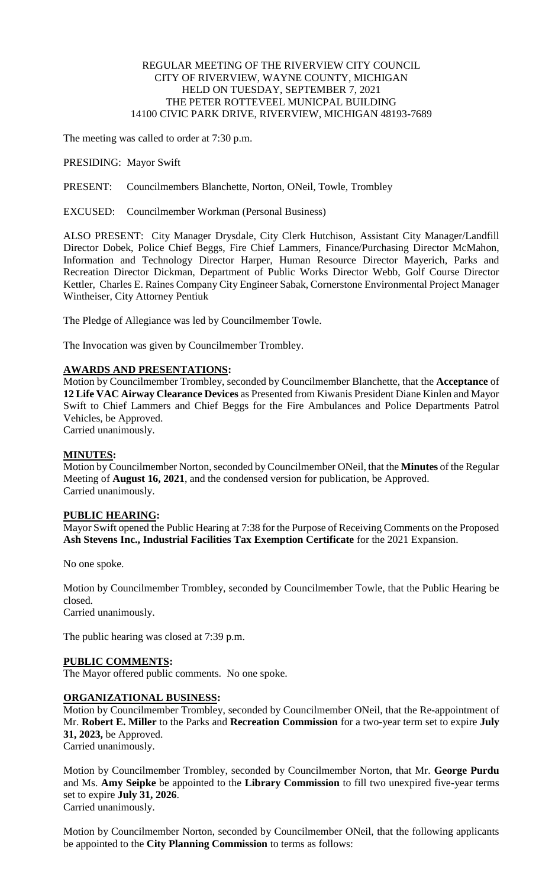REGULAR MEETING OF THE RIVERVIEW CITY COUNCIL
CITY OF RIVERVIEW, WAYNE COUNTY, MICHIGAN
HELD ON TUESDAY, SEPTEMBER 7, 2021
THE PETER ROTTEVEEL MUNICPAL BUILDING
14100 CIVIC PARK DRIVE, RIVERVIEW, MICHIGAN 48193-7689

The meeting was called to order at 7:30 p.m.

PRESIDING: Mayor Swift

PRESENT: Councilmembers Blanchette, Norton, ONeil, Towle, Trombley

EXCUSED: Councilmember Workman (Personal Business)

ALSO PRESENT: City Manager Drysdale, City Clerk Hutchison, Assistant City Manager/Landfill Director Dobek, Police Chief Beggs, Fire Chief Lammers, Finance/Purchasing Director McMahon, Information and Technology Director Harper, Human Resource Director Mayerich, Parks and Recreation Director Dickman, Department of Public Works Director Webb, Golf Course Director Kettler, Charles E. Raines Company City Engineer Sabak, Cornerstone Environmental Project Manager Wintheiser, City Attorney Pentiuk

The Pledge of Allegiance was led by Councilmember Towle.

The Invocation was given by Councilmember Trombley.

**AWARDS AND PRESENTATIONS:**

Motion by Councilmember Trombley, seconded by Councilmember Blanchette, that the **Acceptance** of **12 Life VAC Airway Clearance Devices** as Presented from Kiwanis President Diane Kinlen and Mayor Swift to Chief Lammers and Chief Beggs for the Fire Ambulances and Police Departments Patrol Vehicles, be Approved.
Carried unanimously.

**MINUTES:**

Motion by Councilmember Norton, seconded by Councilmember ONeil, that the **Minutes** of the Regular Meeting of **August 16, 2021**, and the condensed version for publication, be Approved.
Carried unanimously.

**PUBLIC HEARING:**

Mayor Swift opened the Public Hearing at 7:38 for the Purpose of Receiving Comments on the Proposed **Ash Stevens Inc., Industrial Facilities Tax Exemption Certificate** for the 2021 Expansion.

No one spoke.

Motion by Councilmember Trombley, seconded by Councilmember Towle, that the Public Hearing be closed.
Carried unanimously.

The public hearing was closed at 7:39 p.m.

**PUBLIC COMMENTS:**

The Mayor offered public comments. No one spoke.

**ORGANIZATIONAL BUSINESS:**

Motion by Councilmember Trombley, seconded by Councilmember ONeil, that the Re-appointment of Mr. **Robert E. Miller** to the Parks and **Recreation Commission** for a two-year term set to expire **July 31, 2023,** be Approved.
Carried unanimously.

Motion by Councilmember Trombley, seconded by Councilmember Norton, that Mr. **George Purdu** and Ms. **Amy Seipke** be appointed to the **Library Commission** to fill two unexpired five-year terms set to expire **July 31, 2026**.
Carried unanimously.

Motion by Councilmember Norton, seconded by Councilmember ONeil, that the following applicants be appointed to the **City Planning Commission** to terms as follows: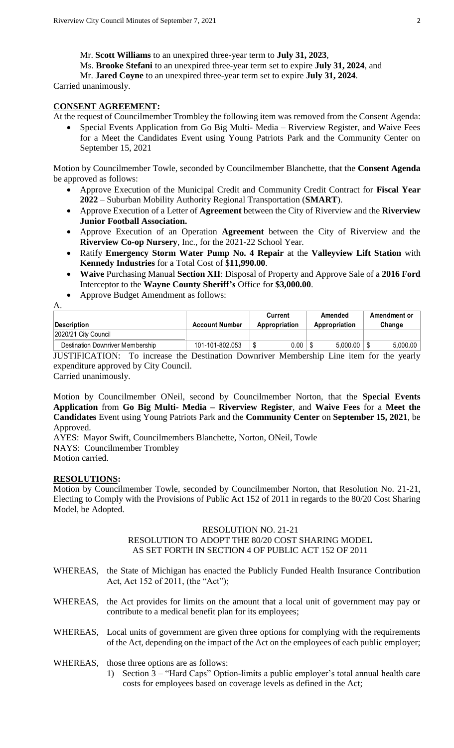Mr. **Scott Williams** to an unexpired three-year term to **July 31, 2023**,

Ms. **Brooke Stefani** to an unexpired three-year term set to expire **July 31, 2024**, and

Mr. **Jared Coyne** to an unexpired three-year term set to expire **July 31, 2024**.

Carried unanimously.

## CONSENT AGREEMENT:

At the request of Councilmember Trombley the following item was removed from the Consent Agenda:

- Special Events Application from Go Big Multi- Media – Riverview Register, and Waive Fees for a Meet the Candidates Event using Young Patriots Park and the Community Center on September 15, 2021

Motion by Councilmember Towle, seconded by Councilmember Blanchette, that the **Consent Agenda** be approved as follows:

- Approve Execution of the Municipal Credit and Community Credit Contract for **Fiscal Year 2022** – Suburban Mobility Authority Regional Transportation (**SMART**).
- Approve Execution of a Letter of **Agreement** between the City of Riverview and the **Riverview Junior Football Association.**
- Approve Execution of an Operation **Agreement** between the City of Riverview and the **Riverview Co-op Nursery**, Inc., for the 2021-22 School Year.
- Ratify **Emergency Storm Water Pump No. 4 Repair** at the **Valleyview Lift Station** with **Kennedy Industries** for a Total Cost of $**11,990.00**.
- **Waive** Purchasing Manual **Section XII**: Disposal of Property and Approve Sale of a **2016 Ford** Interceptor to the **Wayne County Sheriff's** Office for **$3,000.00**.
- Approve Budget Amendment as follows:

A.

| Description | Account Number | Current Appropriation | Amended Appropriation | Amendment or Change |
|---|---|---|---|---|
| 2020/21 City Council | | | | |
| Destination Downriver Membership | 101-101-802.053 | $ 0.00 | $ 5,000.00 | $ 5,000.00 |

JUSTIFICATION: To increase the Destination Downriver Membership Line item for the yearly expenditure approved by City Council.

Carried unanimously.

Motion by Councilmember ONeil, second by Councilmember Norton, that the **Special Events Application** from **Go Big Multi- Media – Riverview Register**, and **Waive Fees** for a **Meet the Candidates** Event using Young Patriots Park and the **Community Center** on **September 15, 2021**, be Approved.

AYES: Mayor Swift, Councilmembers Blanchette, Norton, ONeil, Towle

NAYS: Councilmember Trombley

Motion carried.

## RESOLUTIONS:

Motion by Councilmember Towle, seconded by Councilmember Norton, that Resolution No. 21-21, Electing to Comply with the Provisions of Public Act 152 of 2011 in regards to the 80/20 Cost Sharing Model, be Adopted.

RESOLUTION NO. 21-21
RESOLUTION TO ADOPT THE 80/20 COST SHARING MODEL
AS SET FORTH IN SECTION 4 OF PUBLIC ACT 152 OF 2011

WHEREAS, the State of Michigan has enacted the Publicly Funded Health Insurance Contribution Act, Act 152 of 2011, (the "Act");

WHEREAS, the Act provides for limits on the amount that a local unit of government may pay or contribute to a medical benefit plan for its employees;

WHEREAS, Local units of government are given three options for complying with the requirements of the Act, depending on the impact of the Act on the employees of each public employer;

WHEREAS, those three options are as follows:

1) Section 3 – "Hard Caps" Option-limits a public employer's total annual health care costs for employees based on coverage levels as defined in the Act;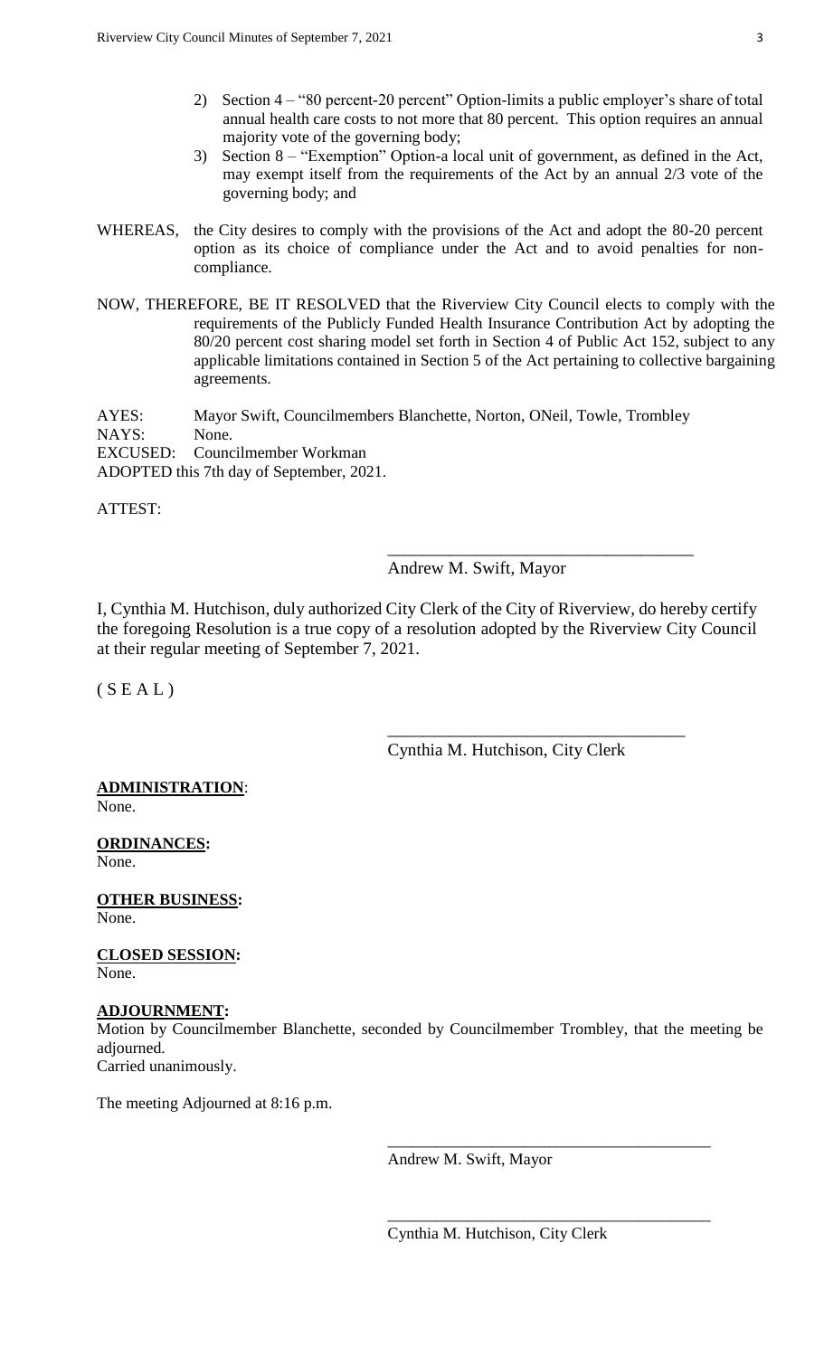2) Section 4 – "80 percent-20 percent" Option-limits a public employer's share of total annual health care costs to not more that 80 percent. This option requires an annual majority vote of the governing body;
3) Section 8 – "Exemption" Option-a local unit of government, as defined in the Act, may exempt itself from the requirements of the Act by an annual 2/3 vote of the governing body; and

WHEREAS, the City desires to comply with the provisions of the Act and adopt the 80-20 percent option as its choice of compliance under the Act and to avoid penalties for non-compliance.

NOW, THEREFORE, BE IT RESOLVED that the Riverview City Council elects to comply with the requirements of the Publicly Funded Health Insurance Contribution Act by adopting the 80/20 percent cost sharing model set forth in Section 4 of Public Act 152, subject to any applicable limitations contained in Section 5 of the Act pertaining to collective bargaining agreements.

AYES: Mayor Swift, Councilmembers Blanchette, Norton, ONeil, Towle, Trombley
NAYS: None.
EXCUSED: Councilmember Workman
ADOPTED this 7th day of September, 2021.

ATTEST:

\_\_\_\_\_\_\_\_\_\_\_\_\_\_\_\_\_\_\_\_\_\_\_\_\_\_\_\_\_\_\_\_\_\_\_\_
Andrew M. Swift, Mayor

I, Cynthia M. Hutchison, duly authorized City Clerk of the City of Riverview, do hereby certify the foregoing Resolution is a true copy of a resolution adopted by the Riverview City Council at their regular meeting of September 7, 2021.

( S E A L )

\_\_\_\_\_\_\_\_\_\_\_\_\_\_\_\_\_\_\_\_\_\_\_\_\_\_\_\_\_\_\_\_\_\_\_\_
Cynthia M. Hutchison, City Clerk

**ADMINISTRATION**:
None.

**ORDINANCES:**
None.

**OTHER BUSINESS:**
None.

**CLOSED SESSION:**
None.

**ADJOURNMENT:**
Motion by Councilmember Blanchette, seconded by Councilmember Trombley, that the meeting be adjourned.
Carried unanimously.

The meeting Adjourned at 8:16 p.m.

\_\_\_\_\_\_\_\_\_\_\_\_\_\_\_\_\_\_\_\_\_\_\_\_\_\_\_\_\_\_\_\_\_\_\_\_
Andrew M. Swift, Mayor

\_\_\_\_\_\_\_\_\_\_\_\_\_\_\_\_\_\_\_\_\_\_\_\_\_\_\_\_\_\_\_\_\_\_\_\_
Cynthia M. Hutchison, City Clerk